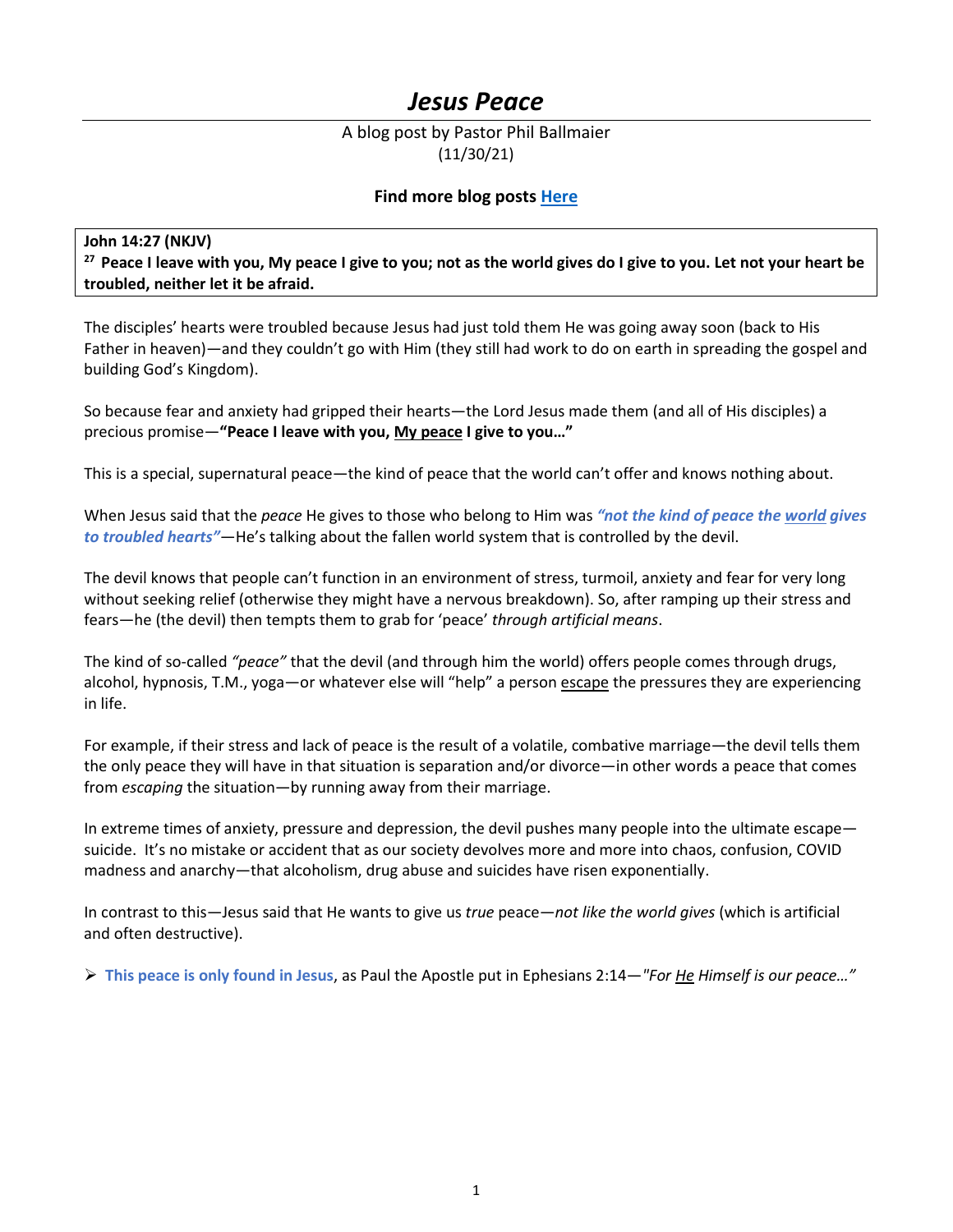# *Jesus Peace*

A blog post by Pastor Phil Ballmaier
(11/30/21)

**Find more blog posts [Here]()**

**John 14:27 (NKJV)**
**27 Peace I leave with you, My peace I give to you; not as the world gives do I give to you. Let not your heart be troubled, neither let it be afraid.**

The disciples' hearts were troubled because Jesus had just told them He was going away soon (back to His Father in heaven)—and they couldn't go with Him (they still had work to do on earth in spreading the gospel and building God's Kingdom).

So because fear and anxiety had gripped their hearts—the Lord Jesus made them (and all of His disciples) a precious promise—**"Peace I leave with you, <u>My peace</u> I give to you…"**

This is a special, supernatural peace—the kind of peace that the world can't offer and knows nothing about.

When Jesus said that the *peace* He gives to those who belong to Him was ***"not the kind of peace the <u>world</u> gives to troubled hearts"***—He's talking about the fallen world system that is controlled by the devil.

The devil knows that people can't function in an environment of stress, turmoil, anxiety and fear for very long without seeking relief (otherwise they might have a nervous breakdown). So, after ramping up their stress and fears—he (the devil) then tempts them to grab for 'peace' *through artificial means*.

The kind of so-called *"peace"* that the devil (and through him the world) offers people comes through drugs, alcohol, hypnosis, T.M., yoga—or whatever else will "help" a person <u>escape</u> the pressures they are experiencing in life.

For example, if their stress and lack of peace is the result of a volatile, combative marriage—the devil tells them the only peace they will have in that situation is separation and/or divorce—in other words a peace that comes from *escaping* the situation—by running away from their marriage.

In extreme times of anxiety, pressure and depression, the devil pushes many people into the ultimate escape—suicide. It's no mistake or accident that as our society devolves more and more into chaos, confusion, COVID madness and anarchy—that alcoholism, drug abuse and suicides have risen exponentially.

In contrast to this—Jesus said that He wants to give us *true* peace—*not like the world gives* (which is artificial and often destructive).

- **This peace is only found in Jesus**, as Paul the Apostle put in Ephesians 2:14—*"For <u>He</u> Himself is our peace…"*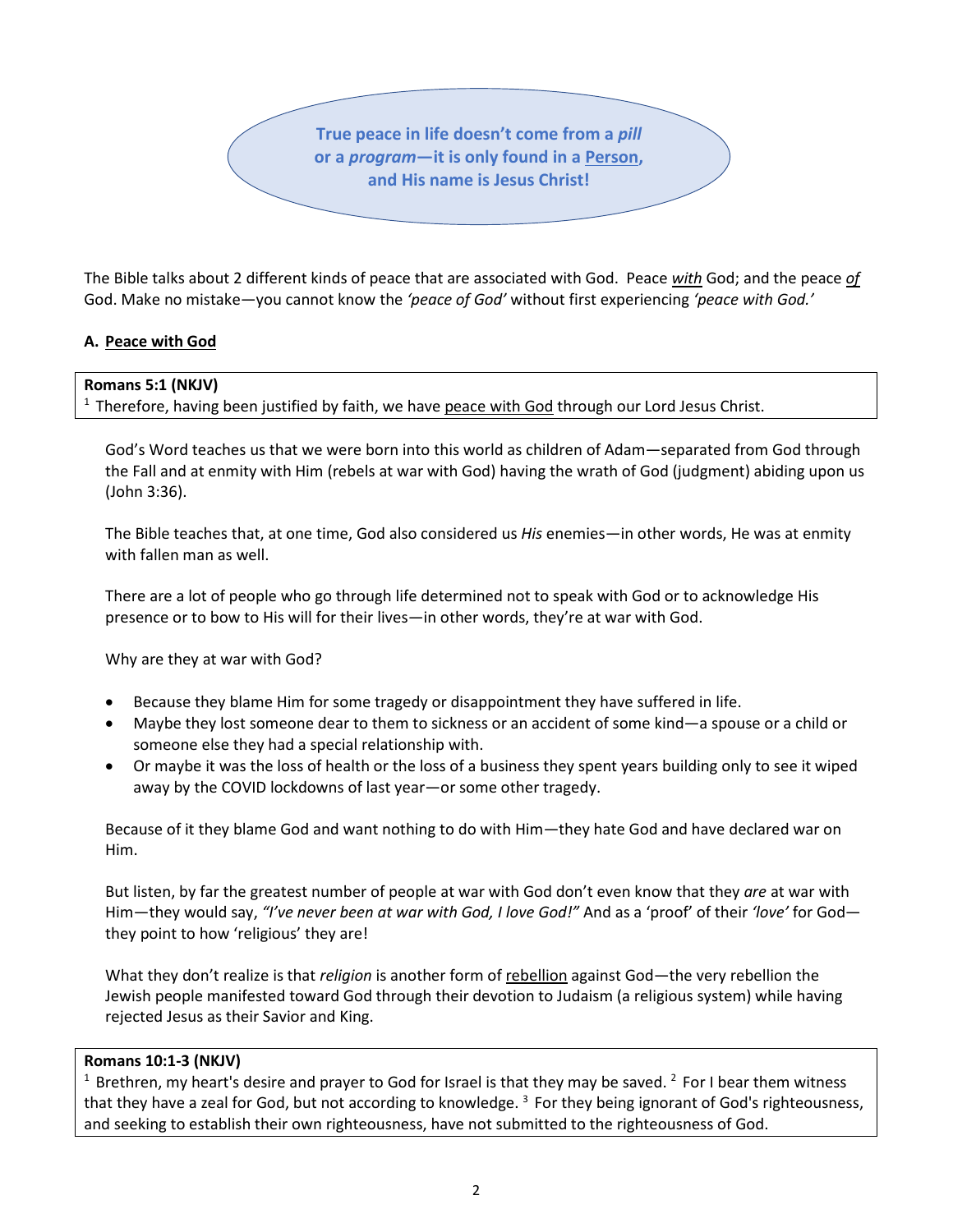**True peace in life doesn't come from a *pill* or a *program*—it is only found in a Person, and His name is Jesus Christ!**

The Bible talks about 2 different kinds of peace that are associated with God. Peace *with* God; and the peace *of* God. Make no mistake—you cannot know the *'peace of God'* without first experiencing *'peace with God.'*

**A. Peace with God**

> **Romans 5:1 (NKJV)**
> [1] Therefore, having been justified by faith, we have peace with God through our Lord Jesus Christ.

God's Word teaches us that we were born into this world as children of Adam—separated from God through the Fall and at enmity with Him (rebels at war with God) having the wrath of God (judgment) abiding upon us (John 3:36).

The Bible teaches that, at one time, God also considered us *His* enemies—in other words, He was at enmity with fallen man as well.

There are a lot of people who go through life determined not to speak with God or to acknowledge His presence or to bow to His will for their lives—in other words, they're at war with God.

Why are they at war with God?

- Because they blame Him for some tragedy or disappointment they have suffered in life.
- Maybe they lost someone dear to them to sickness or an accident of some kind—a spouse or a child or someone else they had a special relationship with.
- Or maybe it was the loss of health or the loss of a business they spent years building only to see it wiped away by the COVID lockdowns of last year—or some other tragedy.

Because of it they blame God and want nothing to do with Him—they hate God and have declared war on Him.

But listen, by far the greatest number of people at war with God don't even know that they *are* at war with Him—they would say, *"I've never been at war with God, I love God!"* And as a 'proof' of their *'love'* for God—they point to how 'religious' they are!

What they don't realize is that *religion* is another form of rebellion against God—the very rebellion the Jewish people manifested toward God through their devotion to Judaism (a religious system) while having rejected Jesus as their Savior and King.

> **Romans 10:1-3 (NKJV)**
> [1] Brethren, my heart's desire and prayer to God for Israel is that they may be saved. [2] For I bear them witness that they have a zeal for God, but not according to knowledge. [3] For they being ignorant of God's righteousness, and seeking to establish their own righteousness, have not submitted to the righteousness of God.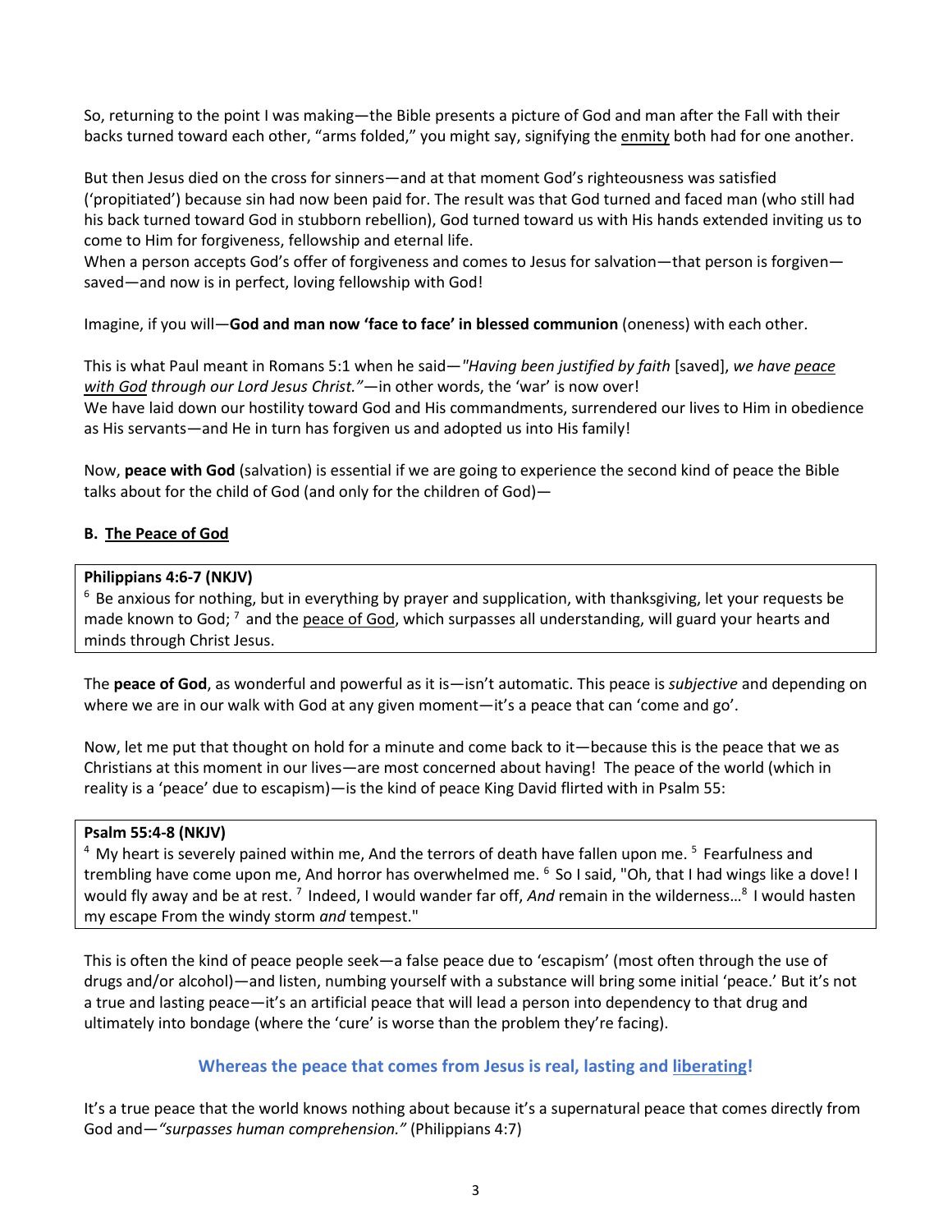So, returning to the point I was making—the Bible presents a picture of God and man after the Fall with their backs turned toward each other, "arms folded," you might say, signifying the <u>enmity</u> both had for one another.

But then Jesus died on the cross for sinners—and at that moment God's righteousness was satisfied ('propitiated') because sin had now been paid for. The result was that God turned and faced man (who still had his back turned toward God in stubborn rebellion), God turned toward us with His hands extended inviting us to come to Him for forgiveness, fellowship and eternal life.
When a person accepts God's offer of forgiveness and comes to Jesus for salvation—that person is forgiven—saved—and now is in perfect, loving fellowship with God!

Imagine, if you will—**God and man now 'face to face' in blessed communion** (oneness) with each other.

This is what Paul meant in Romans 5:1 when he said—*"Having been justified by faith* [saved], *we have <u>peace with God</u> through our Lord Jesus Christ."*—in other words, the 'war' is now over!
We have laid down our hostility toward God and His commandments, surrendered our lives to Him in obedience as His servants—and He in turn has forgiven us and adopted us into His family!

Now, **peace with God** (salvation) is essential if we are going to experience the second kind of peace the Bible talks about for the child of God (and only for the children of God)—

**B. <u>The Peace of God</u>**

> **Philippians 4:6-7 (NKJV)**
> [6] Be anxious for nothing, but in everything by prayer and supplication, with thanksgiving, let your requests be made known to God; [7] and the <u>peace of God</u>, which surpasses all understanding, will guard your hearts and minds through Christ Jesus.

The **peace of God**, as wonderful and powerful as it is—isn't automatic. This peace is *subjective* and depending on where we are in our walk with God at any given moment—it's a peace that can 'come and go'.

Now, let me put that thought on hold for a minute and come back to it—because this is the peace that we as Christians at this moment in our lives—are most concerned about having! The peace of the world (which in reality is a 'peace' due to escapism)—is the kind of peace King David flirted with in Psalm 55:

> **Psalm 55:4-8 (NKJV)**
> [4] My heart is severely pained within me, And the terrors of death have fallen upon me. [5] Fearfulness and trembling have come upon me, And horror has overwhelmed me. [6] So I said, "Oh, that I had wings like a dove! I would fly away and be at rest. [7] Indeed, I would wander far off, *And* remain in the wilderness…[8] I would hasten my escape From the windy storm *and* tempest."

This is often the kind of peace people seek—a false peace due to 'escapism' (most often through the use of drugs and/or alcohol)—and listen, numbing yourself with a substance will bring some initial 'peace.' But it's not a true and lasting peace—it's an artificial peace that will lead a person into dependency to that drug and ultimately into bondage (where the 'cure' is worse than the problem they're facing).

**Whereas the peace that comes from Jesus is real, lasting and <u>liberating</u>!**

It's a true peace that the world knows nothing about because it's a supernatural peace that comes directly from God and—*"surpasses human comprehension."* (Philippians 4:7)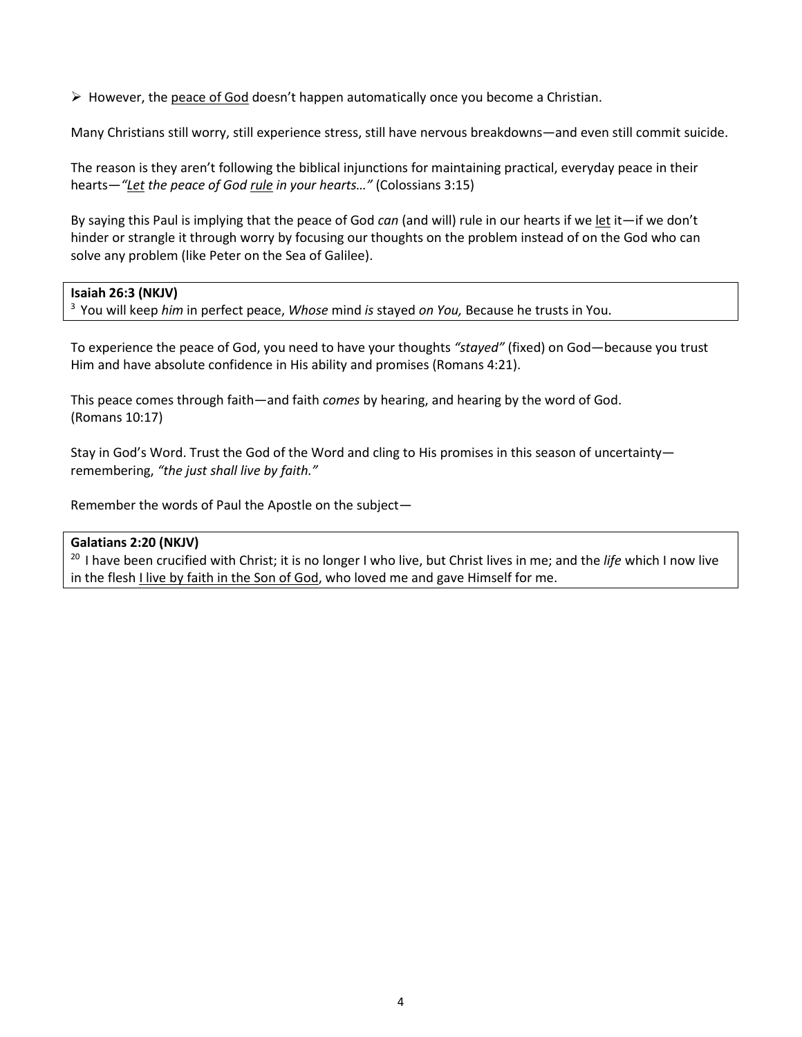- However, the <u>peace of God</u> doesn't happen automatically once you become a Christian.

Many Christians still worry, still experience stress, still have nervous breakdowns—and even still commit suicide.

The reason is they aren't following the biblical injunctions for maintaining practical, everyday peace in their hearts—*"<u>Let</u> the peace of God <u>rule</u> in your hearts…"* (Colossians 3:15)

By saying this Paul is implying that the peace of God *can* (and will) rule in our hearts if we <u>let</u> it—if we don't hinder or strangle it through worry by focusing our thoughts on the problem instead of on the God who can solve any problem (like Peter on the Sea of Galilee).

> **Isaiah 26:3 (NKJV)**
> [3] You will keep *him* in perfect peace, *Whose* mind *is* stayed *on You,* Because he trusts in You.

To experience the peace of God, you need to have your thoughts *"stayed"* (fixed) on God—because you trust Him and have absolute confidence in His ability and promises (Romans 4:21).

This peace comes through faith—and faith *comes* by hearing, and hearing by the word of God. (Romans 10:17)

Stay in God's Word. Trust the God of the Word and cling to His promises in this season of uncertainty—remembering, *"the just shall live by faith."*

Remember the words of Paul the Apostle on the subject—

> **Galatians 2:20 (NKJV)**
> [20] I have been crucified with Christ; it is no longer I who live, but Christ lives in me; and the *life* which I now live in the flesh <u>I live by faith in the Son of God</u>, who loved me and gave Himself for me.